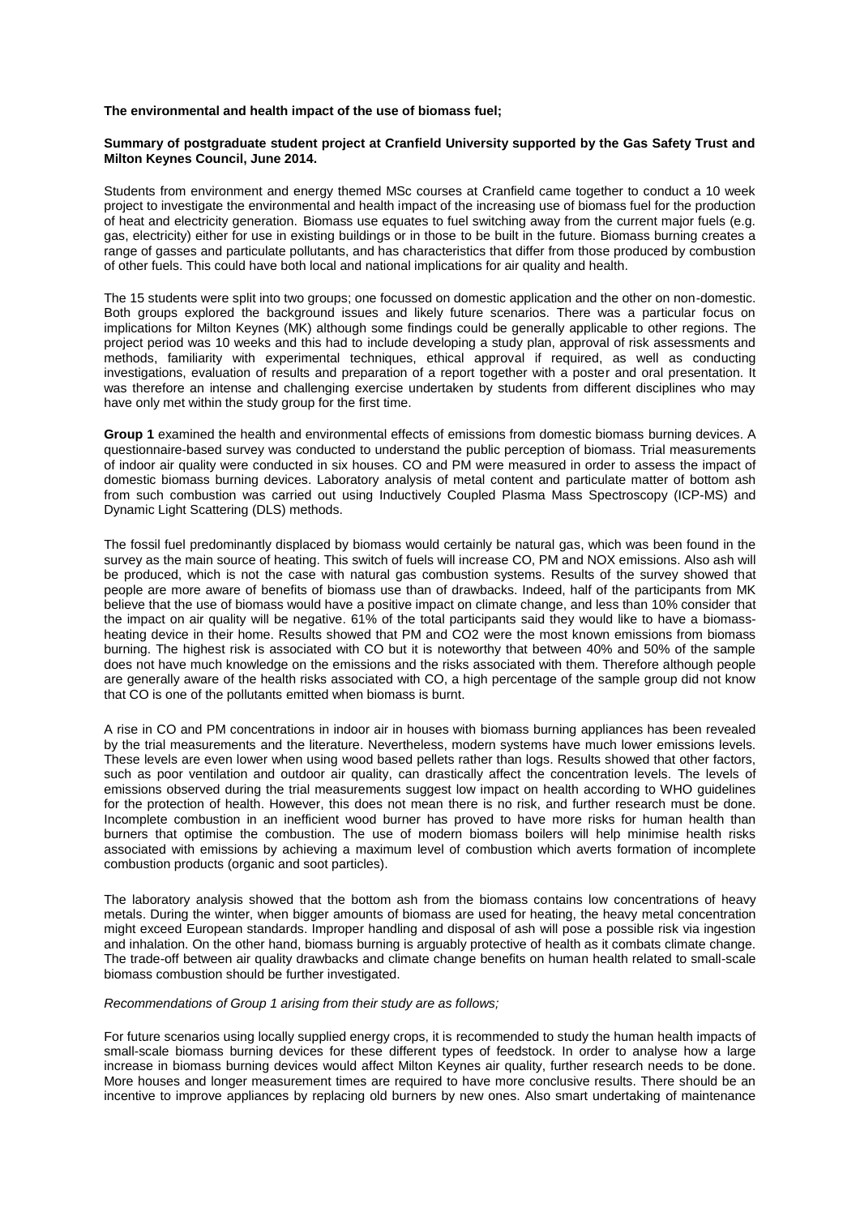**The environmental and health impact of the use of biomass fuel;**

**Summary of postgraduate student project at Cranfield University supported by the Gas Safety Trust and Milton Keynes Council, June 2014.**

Students from environment and energy themed MSc courses at Cranfield came together to conduct a 10 week project to investigate the environmental and health impact of the increasing use of biomass fuel for the production of heat and electricity generation. Biomass use equates to fuel switching away from the current major fuels (e.g. gas, electricity) either for use in existing buildings or in those to be built in the future. Biomass burning creates a range of gasses and particulate pollutants, and has characteristics that differ from those produced by combustion of other fuels. This could have both local and national implications for air quality and health.

The 15 students were split into two groups; one focussed on domestic application and the other on non-domestic. Both groups explored the background issues and likely future scenarios. There was a particular focus on implications for Milton Keynes (MK) although some findings could be generally applicable to other regions. The project period was 10 weeks and this had to include developing a study plan, approval of risk assessments and methods, familiarity with experimental techniques, ethical approval if required, as well as conducting investigations, evaluation of results and preparation of a report together with a poster and oral presentation. It was therefore an intense and challenging exercise undertaken by students from different disciplines who may have only met within the study group for the first time.

**Group 1** examined the health and environmental effects of emissions from domestic biomass burning devices. A questionnaire-based survey was conducted to understand the public perception of biomass. Trial measurements of indoor air quality were conducted in six houses. CO and PM were measured in order to assess the impact of domestic biomass burning devices. Laboratory analysis of metal content and particulate matter of bottom ash from such combustion was carried out using Inductively Coupled Plasma Mass Spectroscopy (ICP-MS) and Dynamic Light Scattering (DLS) methods.

The fossil fuel predominantly displaced by biomass would certainly be natural gas, which was been found in the survey as the main source of heating. This switch of fuels will increase CO, PM and NOX emissions. Also ash will be produced, which is not the case with natural gas combustion systems. Results of the survey showed that people are more aware of benefits of biomass use than of drawbacks. Indeed, half of the participants from MK believe that the use of biomass would have a positive impact on climate change, and less than 10% consider that the impact on air quality will be negative. 61% of the total participants said they would like to have a biomass-heating device in their home. Results showed that PM and $CO_2$ were the most known emissions from biomass burning. The highest risk is associated with CO but it is noteworthy that between 40% and 50% of the sample does not have much knowledge on the emissions and the risks associated with them. Therefore although people are generally aware of the health risks associated with CO, a high percentage of the sample group did not know that CO is one of the pollutants emitted when biomass is burnt.

A rise in CO and PM concentrations in indoor air in houses with biomass burning appliances has been revealed by the trial measurements and the literature. Nevertheless, modern systems have much lower emissions levels. These levels are even lower when using wood based pellets rather than logs. Results showed that other factors, such as poor ventilation and outdoor air quality, can drastically affect the concentration levels. The levels of emissions observed during the trial measurements suggest low impact on health according to WHO guidelines for the protection of health. However, this does not mean there is no risk, and further research must be done. Incomplete combustion in an inefficient wood burner has proved to have more risks for human health than burners that optimise the combustion. The use of modern biomass boilers will help minimise health risks associated with emissions by achieving a maximum level of combustion which averts formation of incomplete combustion products (organic and soot particles).

The laboratory analysis showed that the bottom ash from the biomass contains low concentrations of heavy metals. During the winter, when bigger amounts of biomass are used for heating, the heavy metal concentration might exceed European standards. Improper handling and disposal of ash will pose a possible risk via ingestion and inhalation. On the other hand, biomass burning is arguably protective of health as it combats climate change. The trade-off between air quality drawbacks and climate change benefits on human health related to small-scale biomass combustion should be further investigated.

*Recommendations of Group 1 arising from their study are as follows;*

For future scenarios using locally supplied energy crops, it is recommended to study the human health impacts of small-scale biomass burning devices for these different types of feedstock. In order to analyse how a large increase in biomass burning devices would affect Milton Keynes air quality, further research needs to be done. More houses and longer measurement times are required to have more conclusive results. There should be an incentive to improve appliances by replacing old burners by new ones. Also smart undertaking of maintenance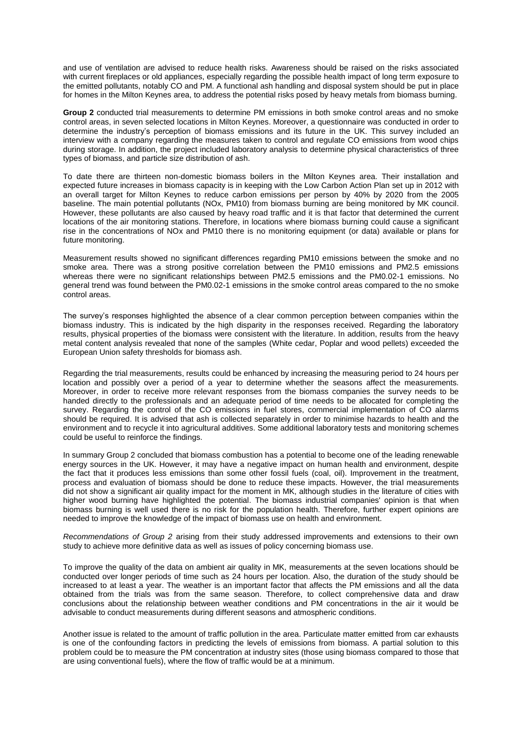and use of ventilation are advised to reduce health risks. Awareness should be raised on the risks associated with current fireplaces or old appliances, especially regarding the possible health impact of long term exposure to the emitted pollutants, notably CO and PM. A functional ash handling and disposal system should be put in place for homes in the Milton Keynes area, to address the potential risks posed by heavy metals from biomass burning.

**Group 2** conducted trial measurements to determine PM emissions in both smoke control areas and no smoke control areas, in seven selected locations in Milton Keynes. Moreover, a questionnaire was conducted in order to determine the industry's perception of biomass emissions and its future in the UK. This survey included an interview with a company regarding the measures taken to control and regulate CO emissions from wood chips during storage. In addition, the project included laboratory analysis to determine physical characteristics of three types of biomass, and particle size distribution of ash.

To date there are thirteen non-domestic biomass boilers in the Milton Keynes area. Their installation and expected future increases in biomass capacity is in keeping with the Low Carbon Action Plan set up in 2012 with an overall target for Milton Keynes to reduce carbon emissions per person by 40% by 2020 from the 2005 baseline. The main potential pollutants ($NO_x$, $PM_{10}$) from biomass burning are being monitored by MK council. However, these pollutants are also caused by heavy road traffic and it is that factor that determined the current locations of the air monitoring stations. Therefore, in locations where biomass burning could cause a significant rise in the concentrations of $NO_x$ and $PM_{10}$ there is no monitoring equipment (or data) available or plans for future monitoring.

Measurement results showed no significant differences regarding $PM_{10}$ emissions between the smoke and no smoke area. There was a strong positive correlation between the $PM_{10}$ emissions and $PM_{2.5}$ emissions whereas there were no significant relationships between $PM_{2.5}$ emissions and the $PM_{0.02\text{-}1}$ emissions. No general trend was found between the $PM_{0.02\text{-}1}$ emissions in the smoke control areas compared to the no smoke control areas.

The survey's responses highlighted the absence of a clear common perception between companies within the biomass industry. This is indicated by the high disparity in the responses received. Regarding the laboratory results, physical properties of the biomass were consistent with the literature. In addition, results from the heavy metal content analysis revealed that none of the samples (White cedar, Poplar and wood pellets) exceeded the European Union safety thresholds for biomass ash.

Regarding the trial measurements, results could be enhanced by increasing the measuring period to 24 hours per location and possibly over a period of a year to determine whether the seasons affect the measurements. Moreover, in order to receive more relevant responses from the biomass companies the survey needs to be handed directly to the professionals and an adequate period of time needs to be allocated for completing the survey. Regarding the control of the CO emissions in fuel stores, commercial implementation of CO alarms should be required. It is advised that ash is collected separately in order to minimise hazards to health and the environment and to recycle it into agricultural additives. Some additional laboratory tests and monitoring schemes could be useful to reinforce the findings.

In summary Group 2 concluded that biomass combustion has a potential to become one of the leading renewable energy sources in the UK. However, it may have a negative impact on human health and environment, despite the fact that it produces less emissions than some other fossil fuels (coal, oil). Improvement in the treatment, process and evaluation of biomass should be done to reduce these impacts. However, the trial measurements did not show a significant air quality impact for the moment in MK, although studies in the literature of cities with higher wood burning have highlighted the potential. The biomass industrial companies' opinion is that when biomass burning is well used there is no risk for the population health. Therefore, further expert opinions are needed to improve the knowledge of the impact of biomass use on health and environment.

*Recommendations of Group 2* arising from their study addressed improvements and extensions to their own study to achieve more definitive data as well as issues of policy concerning biomass use.

To improve the quality of the data on ambient air quality in MK, measurements at the seven locations should be conducted over longer periods of time such as 24 hours per location. Also, the duration of the study should be increased to at least a year. The weather is an important factor that affects the PM emissions and all the data obtained from the trials was from the same season. Therefore, to collect comprehensive data and draw conclusions about the relationship between weather conditions and PM concentrations in the air it would be advisable to conduct measurements during different seasons and atmospheric conditions.

Another issue is related to the amount of traffic pollution in the area. Particulate matter emitted from car exhausts is one of the confounding factors in predicting the levels of emissions from biomass. A partial solution to this problem could be to measure the PM concentration at industry sites (those using biomass compared to those that are using conventional fuels), where the flow of traffic would be at a minimum.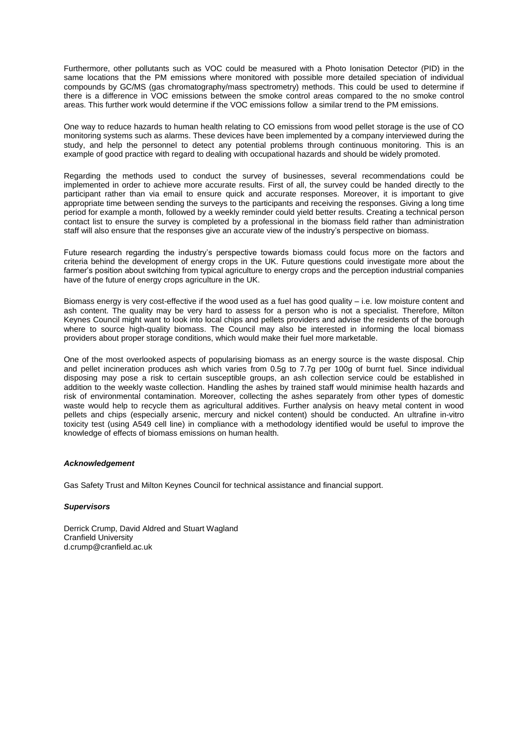Furthermore, other pollutants such as VOC could be measured with a Photo Ionisation Detector (PID) in the same locations that the PM emissions where monitored with possible more detailed speciation of individual compounds by GC/MS (gas chromatography/mass spectrometry) methods. This could be used to determine if there is a difference in VOC emissions between the smoke control areas compared to the no smoke control areas. This further work would determine if the VOC emissions follow a similar trend to the PM emissions.

One way to reduce hazards to human health relating to CO emissions from wood pellet storage is the use of CO monitoring systems such as alarms. These devices have been implemented by a company interviewed during the study, and help the personnel to detect any potential problems through continuous monitoring. This is an example of good practice with regard to dealing with occupational hazards and should be widely promoted.

Regarding the methods used to conduct the survey of businesses, several recommendations could be implemented in order to achieve more accurate results. First of all, the survey could be handed directly to the participant rather than via email to ensure quick and accurate responses. Moreover, it is important to give appropriate time between sending the surveys to the participants and receiving the responses. Giving a long time period for example a month, followed by a weekly reminder could yield better results. Creating a technical person contact list to ensure the survey is completed by a professional in the biomass field rather than administration staff will also ensure that the responses give an accurate view of the industry's perspective on biomass.

Future research regarding the industry's perspective towards biomass could focus more on the factors and criteria behind the development of energy crops in the UK. Future questions could investigate more about the farmer's position about switching from typical agriculture to energy crops and the perception industrial companies have of the future of energy crops agriculture in the UK.

Biomass energy is very cost-effective if the wood used as a fuel has good quality – i.e. low moisture content and ash content. The quality may be very hard to assess for a person who is not a specialist. Therefore, Milton Keynes Council might want to look into local chips and pellets providers and advise the residents of the borough where to source high-quality biomass. The Council may also be interested in informing the local biomass providers about proper storage conditions, which would make their fuel more marketable.

One of the most overlooked aspects of popularising biomass as an energy source is the waste disposal. Chip and pellet incineration produces ash which varies from 0.5g to 7.7g per 100g of burnt fuel. Since individual disposing may pose a risk to certain susceptible groups, an ash collection service could be established in addition to the weekly waste collection. Handling the ashes by trained staff would minimise health hazards and risk of environmental contamination. Moreover, collecting the ashes separately from other types of domestic waste would help to recycle them as agricultural additives. Further analysis on heavy metal content in wood pellets and chips (especially arsenic, mercury and nickel content) should be conducted. An ultrafine in-vitro toxicity test (using A549 cell line) in compliance with a methodology identified would be useful to improve the knowledge of effects of biomass emissions on human health.

***Acknowledgement***

Gas Safety Trust and Milton Keynes Council for technical assistance and financial support.

***Supervisors***

Derrick Crump, David Aldred and Stuart Wagland
Cranfield University
d.crump@cranfield.ac.uk